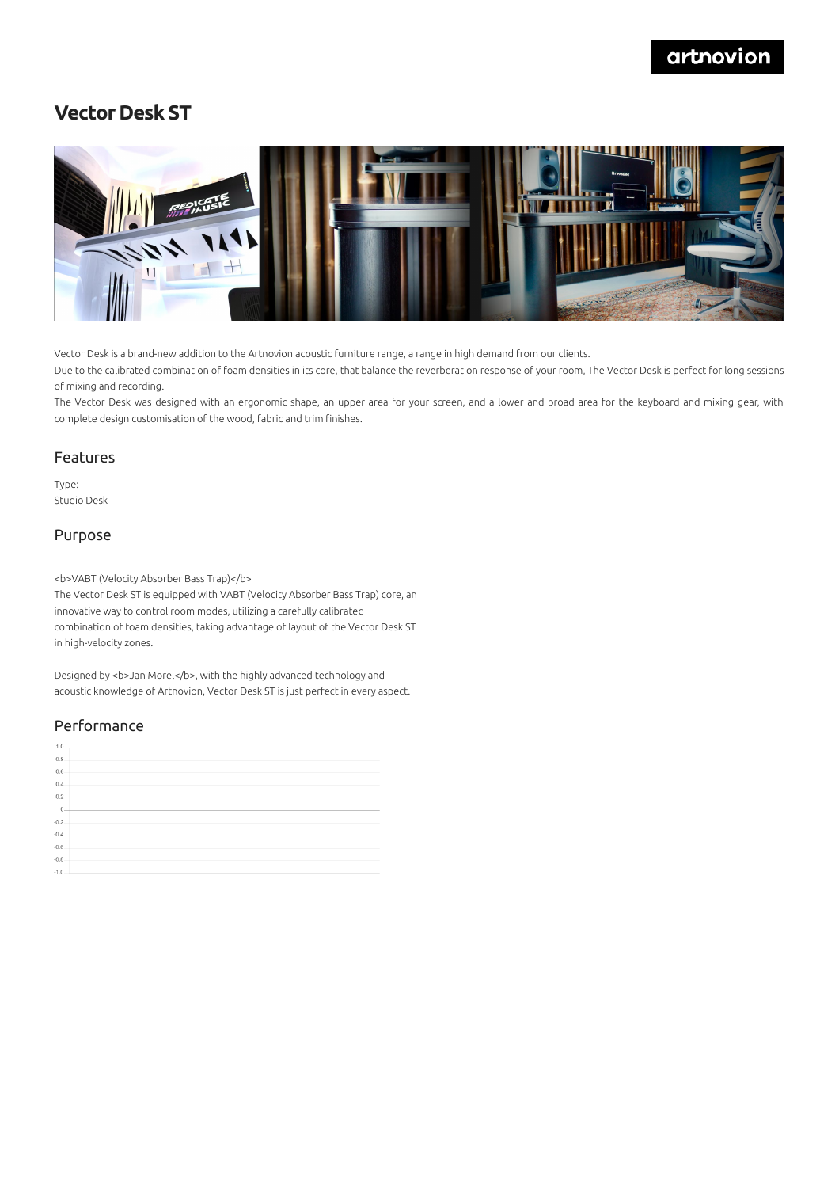# Vector Desk ST

Vector Desk is a brand-new addition to the Artnovion acoustic furniture range, a range in high demand from our clients.

Due to the calibrated combination of foam densities in its core, that balance the reverberation response of your room, The Vector Desk is perfect for long sessions of mixing and recording.

The Vector Desk was designed with an ergonomic shape, an upper area for your screen, and a lower and broad area for the keyboard and mixing gear, with complete design customisation of the wood, fabric and trim finishes.

## Features

Type:
Studio Desk

## Purpose

<b>VABT (Velocity Absorber Bass Trap)</b>
The Vector Desk ST is equipped with VABT (Velocity Absorber Bass Trap) core, an innovative way to control room modes, utilizing a carefully calibrated combination of foam densities, taking advantage of layout of the Vector Desk ST in high-velocity zones.

Designed by <b>Jan Morel</b>, with the highly advanced technology and acoustic knowledge of Artnovion, Vector Desk ST is just perfect in every aspect.

## Performance

1.0
0.8
0.6
0.4
0.2
0
-0.2
-0.4
-0.6
-0.8
-1.0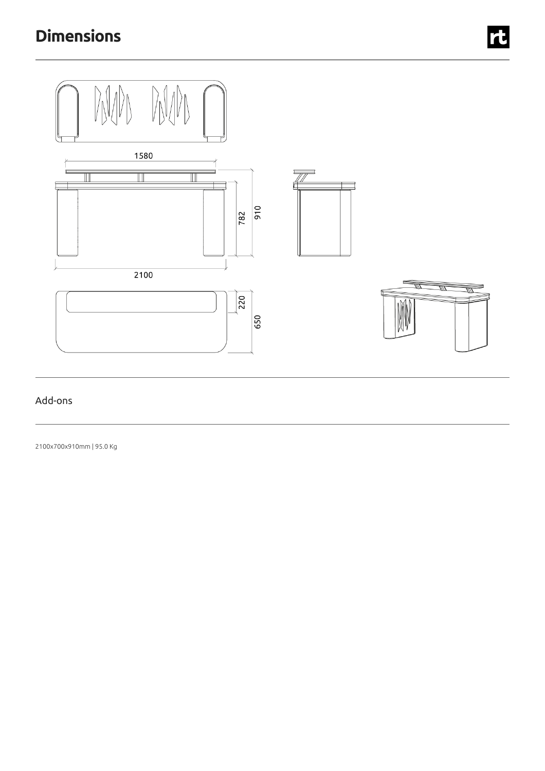# Dimensions

1580

782

910

2100

220

650

Add-ons

2100x700x910mm | 95.0 Kg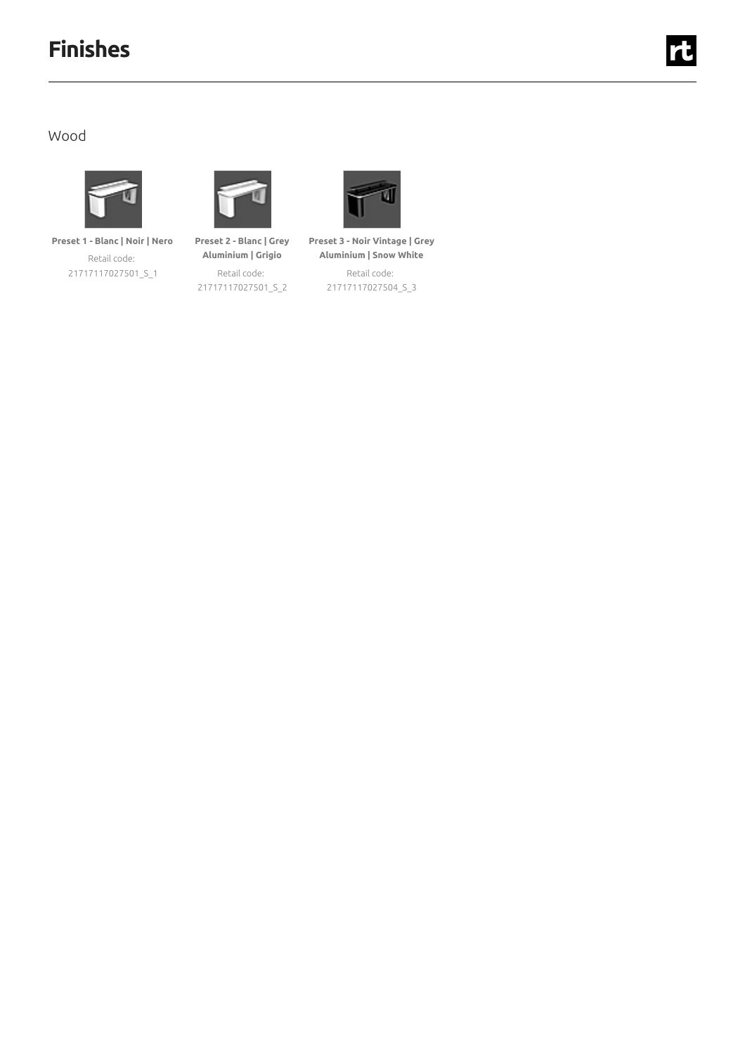# Finishes

## Wood

**Preset 1 - Blanc | Noir | Nero**
Retail code:
21717117027501_S_1

**Preset 2 - Blanc | Grey Aluminium | Grigio**
Retail code:
21717117027501_S_2

**Preset 3 - Noir Vintage | Grey Aluminium | Snow White**
Retail code:
21717117027504_S_3